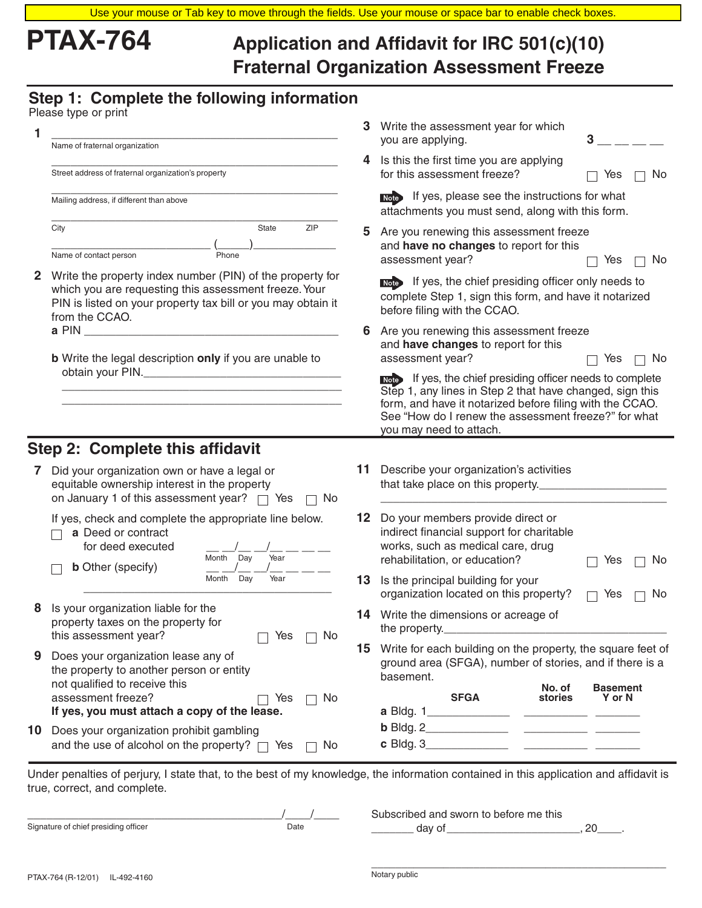Use your mouse or Tab key to move through the fields. Use your mouse or space bar to enable check boxes.

# PTAX-764

# Application and Affidavit for IRC 501(c)(10) Fraternal Organization Assessment Freeze

## Step 1: Complete the following information

Please type or print

**1** ______________________________
Name of fraternal organization

______________________________
Street address of fraternal organization's property

______________________________
Mailing address, if different than above

______________________________
City State ZIP

______________________ (____)__________
Name of contact person Phone

**2** Write the property index number (PIN) of the property for which you are requesting this assessment freeze. Your PIN is listed on your property tax bill or you may obtain it from the CCAO.

**a** PIN ______________________________

**b** Write the legal description **only** if you are unable to obtain your PIN.______________________________

______________________________

______________________________

**3** Write the assessment year for which you are applying. **3** __ __ __ __

**4** Is this the first time you are applying for this assessment freeze? ☐ Yes ☐ No

Note If yes, please see the instructions for what attachments you must send, along with this form.

**5** Are you renewing this assessment freeze and **have no changes** to report for this assessment year? ☐ Yes ☐ No

Note If yes, the chief presiding officer only needs to complete Step 1, sign this form, and have it notarized before filing with the CCAO.

**6** Are you renewing this assessment freeze and **have changes** to report for this assessment year? ☐ Yes ☐ No

Note If yes, the chief presiding officer needs to complete Step 1, any lines in Step 2 that have changed, sign this form, and have it notarized before filing with the CCAO. See "How do I renew the assessment freeze?" for what you may need to attach.

## Step 2: Complete this affidavit

**7** Did your organization own or have a legal or equitable ownership interest in the property on January 1 of this assessment year? ☐ Yes ☐ No

If yes, check and complete the appropriate line below.

☐ **a** Deed or contract for deed executed __ __/__ __/__ __ __ __ (Month Day Year)

☐ **b** Other (specify) __ __/__ __/__ __ __ __ (Month Day Year)

______________________________

**8** Is your organization liable for the property taxes on the property for this assessment year? ☐ Yes ☐ No

**9** Does your organization lease any of the property to another person or entity not qualified to receive this assessment freeze? ☐ Yes ☐ No
**If yes, you must attach a copy of the lease.**

**10** Does your organization prohibit gambling and the use of alcohol on the property? ☐ Yes ☐ No

**11** Describe your organization's activities that take place on this property.______________________________

______________________________

**12** Do your members provide direct or indirect financial support for charitable works, such as medical care, drug rehabilitation, or education? ☐ Yes ☐ No

**13** Is the principal building for your organization located on this property? ☐ Yes ☐ No

**14** Write the dimensions or acreage of the property.______________________________

**15** Write for each building on the property, the square feet of ground area (SFGA), number of stories, and if there is a basement.

| | SFGA | No. of stories | Basement Y or N |
|---|---|---|---|
| **a** Bldg. 1 | | | |
| **b** Bldg. 2 | | | |
| **c** Bldg. 3 | | | |

Under penalties of perjury, I state that, to the best of my knowledge, the information contained in this application and affidavit is true, correct, and complete.

______________________________ ____/____/____
Signature of chief presiding officer Date

Subscribed and sworn to before me this _______ day of ______________________, 20____.

______________________________
Notary public

PTAX-764 (R-12/01) IL-492-4160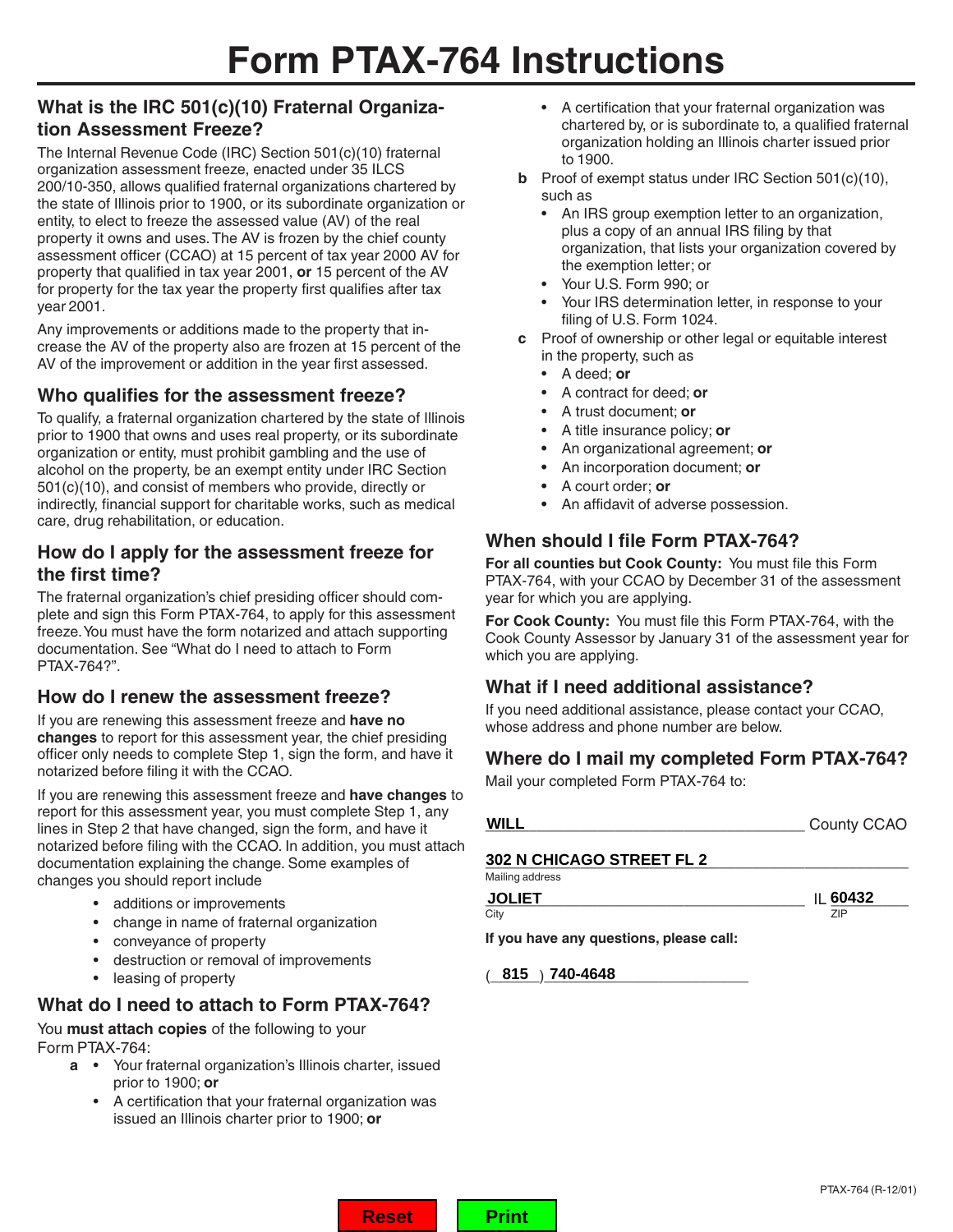# Form PTAX-764 Instructions

## What is the IRC 501(c)(10) Fraternal Organization Assessment Freeze?

The Internal Revenue Code (IRC) Section 501(c)(10) fraternal organization assessment freeze, enacted under 35 ILCS 200/10-350, allows qualified fraternal organizations chartered by the state of Illinois prior to 1900, or its subordinate organization or entity, to elect to freeze the assessed value (AV) of the real property it owns and uses. The AV is frozen by the chief county assessment officer (CCAO) at 15 percent of tax year 2000 AV for property that qualified in tax year 2001, **or** 15 percent of the AV for property for the tax year the property first qualifies after tax year 2001.

Any improvements or additions made to the property that increase the AV of the property also are frozen at 15 percent of the AV of the improvement or addition in the year first assessed.

## Who qualifies for the assessment freeze?

To qualify, a fraternal organization chartered by the state of Illinois prior to 1900 that owns and uses real property, or its subordinate organization or entity, must prohibit gambling and the use of alcohol on the property, be an exempt entity under IRC Section 501(c)(10), and consist of members who provide, directly or indirectly, financial support for charitable works, such as medical care, drug rehabilitation, or education.

## How do I apply for the assessment freeze for the first time?

The fraternal organization's chief presiding officer should complete and sign this Form PTAX-764, to apply for this assessment freeze. You must have the form notarized and attach supporting documentation. See "What do I need to attach to Form PTAX-764?".

## How do I renew the assessment freeze?

If you are renewing this assessment freeze and **have no changes** to report for this assessment year, the chief presiding officer only needs to complete Step 1, sign the form, and have it notarized before filing it with the CCAO.

If you are renewing this assessment freeze and **have changes** to report for this assessment year, you must complete Step 1, any lines in Step 2 that have changed, sign the form, and have it notarized before filing with the CCAO. In addition, you must attach documentation explaining the change. Some examples of changes you should report include

- additions or improvements
- change in name of fraternal organization
- conveyance of property
- destruction or removal of improvements
- leasing of property

## What do I need to attach to Form PTAX-764?

You **must attach copies** of the following to your Form PTAX-764:

**a**
- Your fraternal organization's Illinois charter, issued prior to 1900; **or**
- A certification that your fraternal organization was issued an Illinois charter prior to 1900; **or**
- A certification that your fraternal organization was chartered by, or is subordinate to, a qualified fraternal organization holding an Illinois charter issued prior to 1900.

**b** Proof of exempt status under IRC Section 501(c)(10), such as
- An IRS group exemption letter to an organization, plus a copy of an annual IRS filing by that organization, that lists your organization covered by the exemption letter; or
- Your U.S. Form 990; or
- Your IRS determination letter, in response to your filing of U.S. Form 1024.

**c** Proof of ownership or other legal or equitable interest in the property, such as
- A deed; **or**
- A contract for deed; **or**
- A trust document; **or**
- A title insurance policy; **or**
- An organizational agreement; **or**
- An incorporation document; **or**
- A court order; **or**
- An affidavit of adverse possession.

## When should I file Form PTAX-764?

**For all counties but Cook County:** You must file this Form PTAX-764, with your CCAO by December 31 of the assessment year for which you are applying.

**For Cook County:** You must file this Form PTAX-764, with the Cook County Assessor by January 31 of the assessment year for which you are applying.

## What if I need additional assistance?

If you need additional assistance, please contact your CCAO, whose address and phone number are below.

## Where do I mail my completed Form PTAX-764?

Mail your completed Form PTAX-764 to:

**WILL** County CCAO

**302 N CHICAGO STREET FL 2**
Mailing address

**JOLIET** IL **60432**
City ZIP

**If you have any questions, please call:**

( **815** ) **740-4648**

PTAX-764 (R-12/01)

Reset Print